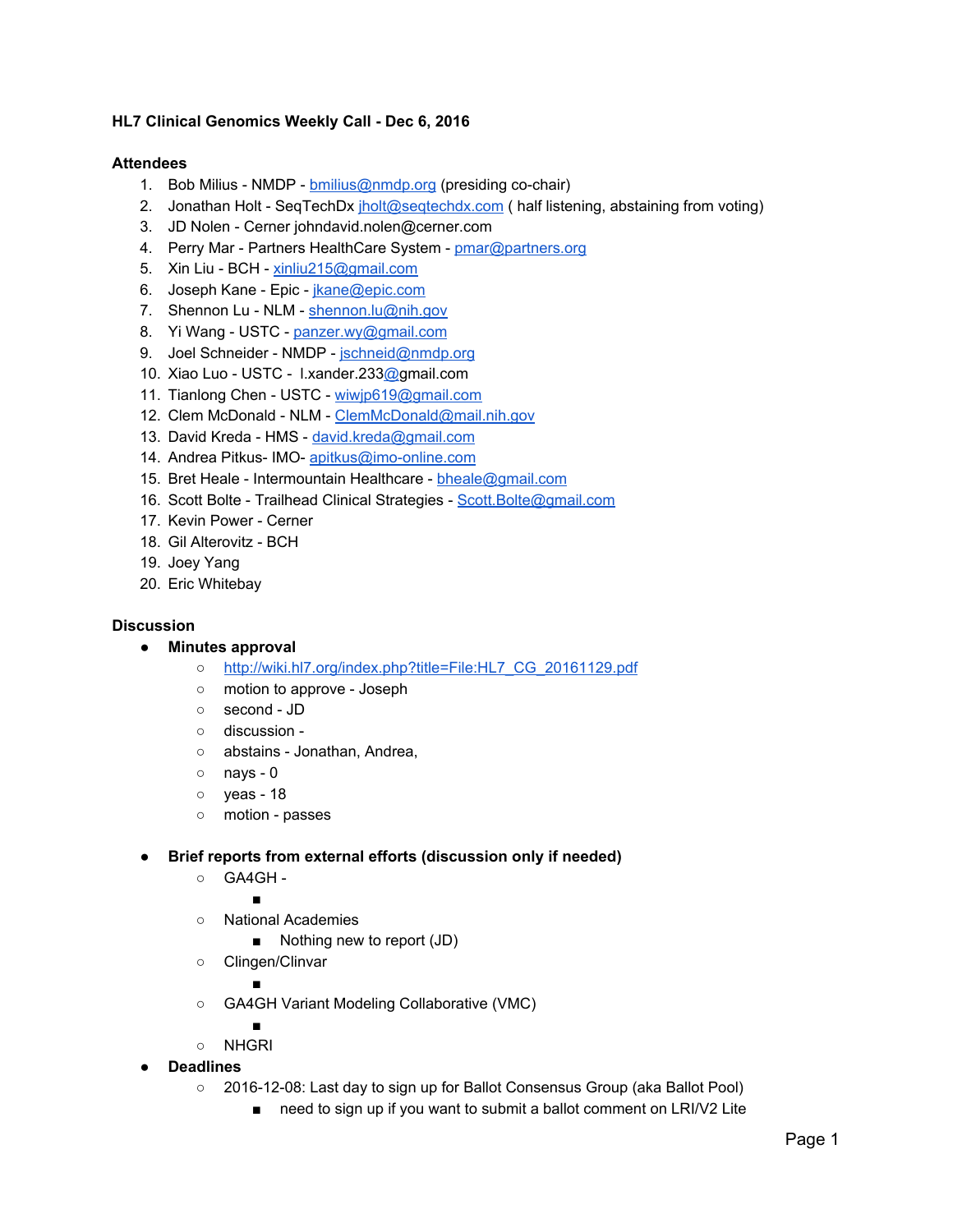**HL7 Clinical Genomics Weekly Call - Dec 6, 2016**

**Attendees**

1. Bob Milius - NMDP - bmilius@nmdp.org (presiding co-chair)
2. Jonathan Holt - SeqTechDx jholt@seqtechdx.com ( half listening, abstaining from voting)
3. JD Nolen - Cerner johndavid.nolen@cerner.com
4. Perry Mar - Partners HealthCare System - pmar@partners.org
5. Xin Liu - BCH - xinliu215@gmail.com
6. Joseph Kane - Epic - jkane@epic.com
7. Shennon Lu - NLM - shennon.lu@nih.gov
8. Yi Wang - USTC - panzer.wy@gmail.com
9. Joel Schneider - NMDP - jschneid@nmdp.org
10. Xiao Luo - USTC - l.xander.233@gmail.com
11. Tianlong Chen - USTC - wiwjp619@gmail.com
12. Clem McDonald - NLM - ClemMcDonald@mail.nih.gov
13. David Kreda - HMS - david.kreda@gmail.com
14. Andrea Pitkus- IMO- apitkus@imo-online.com
15. Bret Heale - Intermountain Healthcare - bheale@gmail.com
16. Scott Bolte - Trailhead Clinical Strategies - Scott.Bolte@gmail.com
17. Kevin Power - Cerner
18. Gil Alterovitz - BCH
19. Joey Yang
20. Eric Whitebay

**Discussion**

- **Minutes approval**
  - http://wiki.hl7.org/index.php?title=File:HL7_CG_20161129.pdf
  - motion to approve - Joseph
  - second - JD
  - discussion -
  - abstains - Jonathan, Andrea,
  - nays - 0
  - yeas - 18
  - motion - passes

- **Brief reports from external efforts (discussion only if needed)**
  - GA4GH -
    -
  - National Academies
    - Nothing new to report (JD)
  - Clingen/Clinvar
    -
  - GA4GH Variant Modeling Collaborative (VMC)
    -
  - NHGRI
- **Deadlines**
  - 2016-12-08: Last day to sign up for Ballot Consensus Group (aka Ballot Pool)
    - need to sign up if you want to submit a ballot comment on LRI/V2 Lite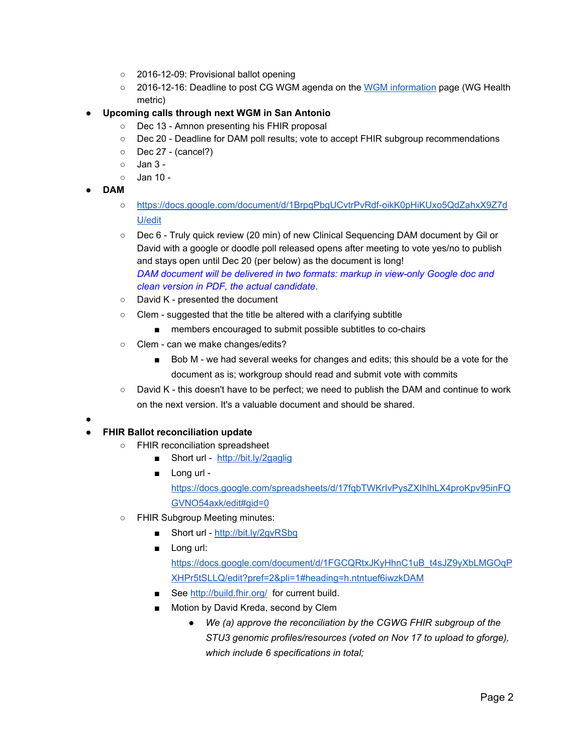- 2016-12-09: Provisional ballot opening
- 2016-12-16: Deadline to post CG WGM agenda on the WGM information page (WG Health metric)

- **Upcoming calls through next WGM in San Antonio**
  - Dec 13 - Amnon presenting his FHIR proposal
  - Dec 20 - Deadline for DAM poll results; vote to accept FHIR subgroup recommendations
  - Dec 27 - (cancel?)
  - Jan 3 -
  - Jan 10 -
- **DAM**
  - https://docs.google.com/document/d/1BrpqPbgUCvtrPvRdf-oikK0pHiKUxo5QdZahxX9Z7dU/edit
  - Dec 6 - Truly quick review (20 min) of new Clinical Sequencing DAM document by Gil or David with a google or doodle poll released opens after meeting to vote yes/no to publish and stays open until Dec 20 (per below) as the document is long!
    *DAM document will be delivered in two formats: markup in view-only Google doc and clean version in PDF, the actual candidate.*
  - David K - presented the document
  - Clem - suggested that the title be altered with a clarifying subtitle
    - members encouraged to submit possible subtitles to co-chairs
  - Clem - can we make changes/edits?
    - Bob M - we had several weeks for changes and edits; this should be a vote for the document as is; workgroup should read and submit vote with commits
  - David K - this doesn't have to be perfect; we need to publish the DAM and continue to work on the next version. It's a valuable document and should be shared.
- 
- **FHIR Ballot reconciliation update**
  - FHIR reconciliation spreadsheet
    - Short url - http://bit.ly/2gaglig
    - Long url - https://docs.google.com/spreadsheets/d/17fqbTWKrIvPysZXIhlhLX4proKpv95inFQGVNO54axk/edit#gid=0
  - FHIR Subgroup Meeting minutes:
    - Short url - http://bit.ly/2gvRSbq
    - Long url: https://docs.google.com/document/d/1FGCQRtxJKyHhnC1uB_t4sJZ9yXbLMGOqPXHPr5tSLLQ/edit?pref=2&pli=1#heading=h.ntntuef6iwzkDAM
    - See http://build.fhir.org/ for current build.
    - Motion by David Kreda, second by Clem
      - *We (a) approve the reconciliation by the CGWG FHIR subgroup of the STU3 genomic profiles/resources (voted on Nov 17 to upload to gforge), which include 6 specifications in total;*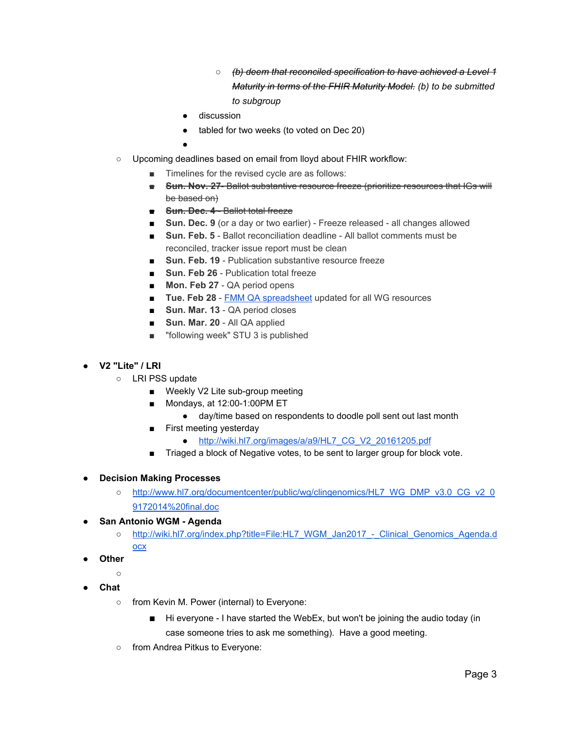- ~~*(b) deem that reconciled specification to have achieved a Level 1 Maturity in terms of the FHIR Maturity Model.*~~ *(b) to be submitted to subgroup*
        - discussion
        - tabled for two weeks (to voted on Dec 20)
        - 
    - Upcoming deadlines based on email from lloyd about FHIR workflow:
        - Timelines for the revised cycle are as follows:
        - ~~**Sun. Nov. 27**- Ballot substantive resource freeze (prioritize resources that IGs will be based on)~~
        - ~~**Sun. Dec. 4** - Ballot total freeze~~
        - **Sun. Dec. 9** (or a day or two earlier) - Freeze released - all changes allowed
        - **Sun. Feb. 5** - Ballot reconciliation deadline - All ballot comments must be reconciled, tracker issue report must be clean
        - **Sun. Feb. 19** - Publication substantive resource freeze
        - **Sun. Feb 26** - Publication total freeze
        - **Mon. Feb 27** - QA period opens
        - **Tue. Feb 28** - [FMM QA spreadsheet]() updated for all WG resources
        - **Sun. Mar. 13** - QA period closes
        - **Sun. Mar. 20** - All QA applied
        - "following week" STU 3 is published

- **V2 "Lite" / LRI**
    - LRI PSS update
        - Weekly V2 Lite sub-group meeting
        - Mondays, at 12:00-1:00PM ET
            - day/time based on respondents to doodle poll sent out last month
        - First meeting yesterday
            - [http://wiki.hl7.org/images/a/a9/HL7_CG_V2_20161205.pdf](http://wiki.hl7.org/images/a/a9/HL7_CG_V2_20161205.pdf)
        - Triaged a block of Negative votes, to be sent to larger group for block vote.

- **Decision Making Processes**
    - [http://www.hl7.org/documentcenter/public/wg/clingenomics/HL7_WG_DMP_v3.0_CG_v2_09172014%20final.doc](http://www.hl7.org/documentcenter/public/wg/clingenomics/HL7_WG_DMP_v3.0_CG_v2_09172014%20final.doc)
- **San Antonio WGM - Agenda**
    - [http://wiki.hl7.org/index.php?title=File:HL7_WGM_Jan2017_-_Clinical_Genomics_Agenda.docx](http://wiki.hl7.org/index.php?title=File:HL7_WGM_Jan2017_-_Clinical_Genomics_Agenda.docx)
- **Other**
    - 
- **Chat**
    - from Kevin M. Power (internal) to Everyone:
        - Hi everyone - I have started the WebEx, but won't be joining the audio today (in case someone tries to ask me something). Have a good meeting.
    - from Andrea Pitkus to Everyone: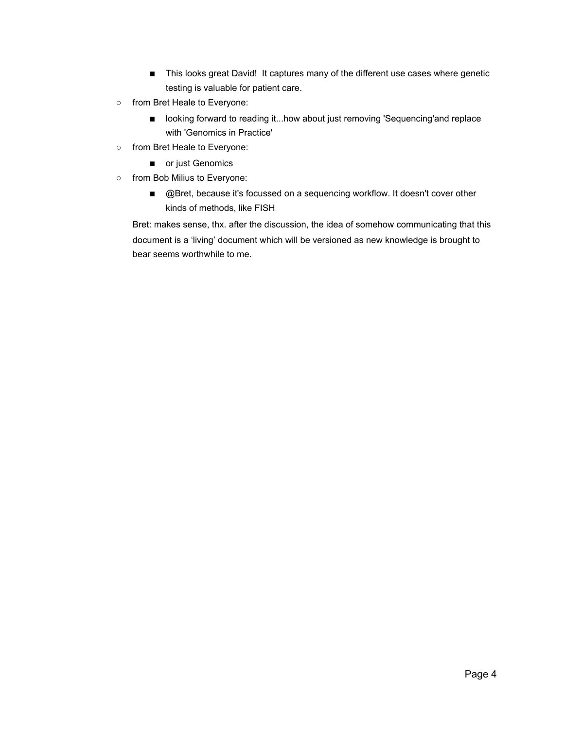- This looks great David!  It captures many of the different use cases where genetic testing is valuable for patient care.
- from Bret Heale to Everyone:
    - looking forward to reading it...how about just removing 'Sequencing'and replace with 'Genomics in Practice'
- from Bret Heale to Everyone:
    - or just Genomics
- from Bob Milius to Everyone:
    - @Bret, because it's focussed on a sequencing workflow. It doesn't cover other kinds of methods, like FISH

  Bret: makes sense, thx. after the discussion, the idea of somehow communicating that this document is a 'living' document which will be versioned as new knowledge is brought to bear seems worthwhile to me.